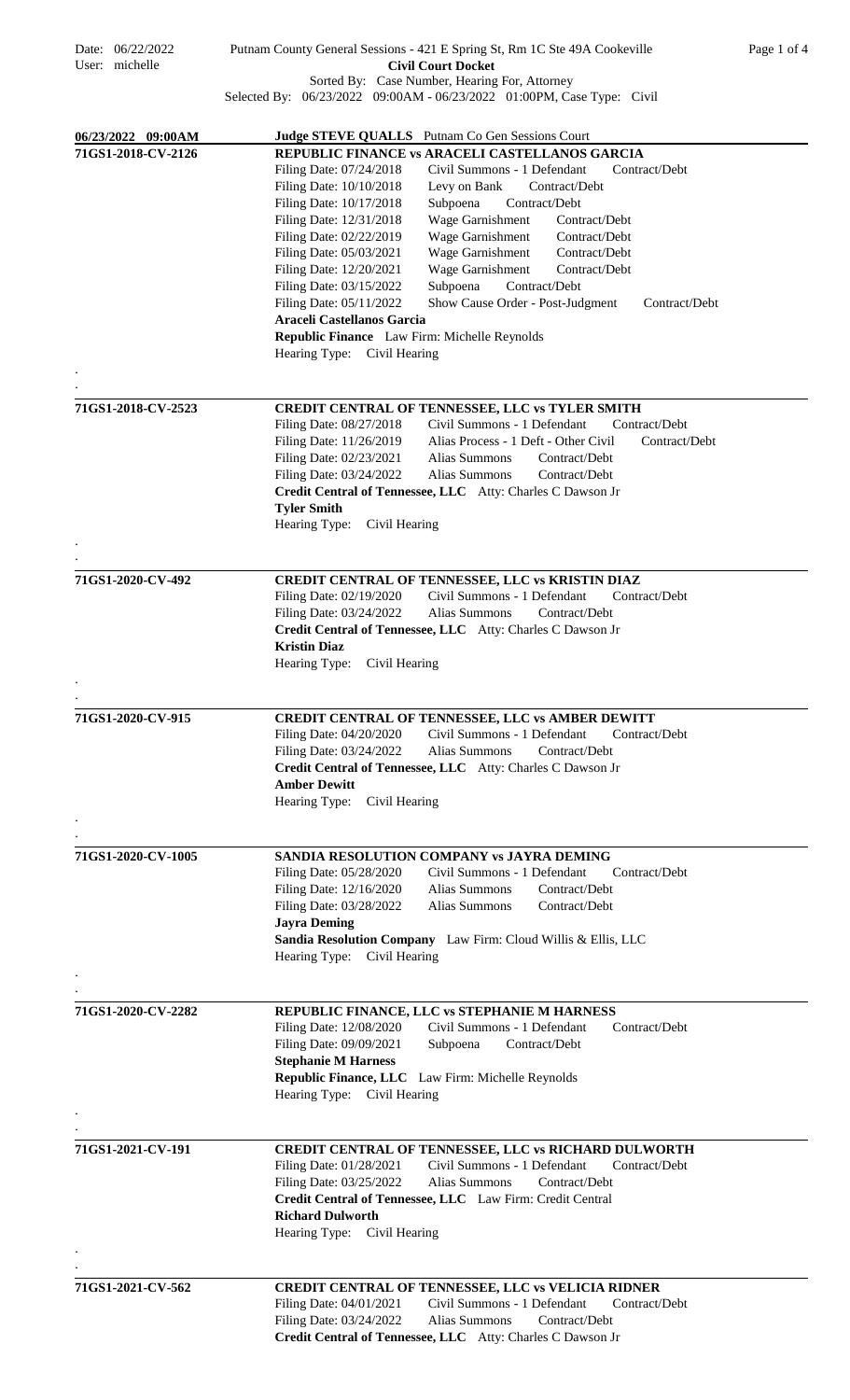Date: 06/22/2022
User: michelle

# Putnam County General Sessions - 421 E Spring St, Rm 1C Ste 49A Cookeville

## Civil Court Docket

Sorted By: Case Number, Hearing For, Attorney
Selected By: 06/23/2022 09:00AM - 06/23/2022 01:00PM, Case Type: Civil

---

**06/23/2022 09:00AM** — **Judge STEVE QUALLS** Putnam Co Gen Sessions Court

---

**71GS1-2018-CV-2126** — **REPUBLIC FINANCE vs ARACELI CASTELLANOS GARCIA**

| Filing Date | Document | Type |
|---|---|---|
| 07/24/2018 | Civil Summons - 1 Defendant | Contract/Debt |
| 10/10/2018 | Levy on Bank | Contract/Debt |
| 10/17/2018 | Subpoena | Contract/Debt |
| 12/31/2018 | Wage Garnishment | Contract/Debt |
| 02/22/2019 | Wage Garnishment | Contract/Debt |
| 05/03/2021 | Wage Garnishment | Contract/Debt |
| 12/20/2021 | Wage Garnishment | Contract/Debt |
| 03/15/2022 | Subpoena | Contract/Debt |
| 05/11/2022 | Show Cause Order - Post-Judgment | Contract/Debt |

**Araceli Castellanos Garcia**
**Republic Finance** Law Firm: Michelle Reynolds
Hearing Type: Civil Hearing

---

**71GS1-2018-CV-2523** — **CREDIT CENTRAL OF TENNESSEE, LLC vs TYLER SMITH**

| Filing Date | Document | Type |
|---|---|---|
| 08/27/2018 | Civil Summons - 1 Defendant | Contract/Debt |
| 11/26/2019 | Alias Process - 1 Deft - Other Civil | Contract/Debt |
| 02/23/2021 | Alias Summons | Contract/Debt |
| 03/24/2022 | Alias Summons | Contract/Debt |

**Credit Central of Tennessee, LLC** Atty: Charles C Dawson Jr
**Tyler Smith**
Hearing Type: Civil Hearing

---

**71GS1-2020-CV-492** — **CREDIT CENTRAL OF TENNESSEE, LLC vs KRISTIN DIAZ**

| Filing Date | Document | Type |
|---|---|---|
| 02/19/2020 | Civil Summons - 1 Defendant | Contract/Debt |
| 03/24/2022 | Alias Summons | Contract/Debt |

**Credit Central of Tennessee, LLC** Atty: Charles C Dawson Jr
**Kristin Diaz**
Hearing Type: Civil Hearing

---

**71GS1-2020-CV-915** — **CREDIT CENTRAL OF TENNESSEE, LLC vs AMBER DEWITT**

| Filing Date | Document | Type |
|---|---|---|
| 04/20/2020 | Civil Summons - 1 Defendant | Contract/Debt |
| 03/24/2022 | Alias Summons | Contract/Debt |

**Credit Central of Tennessee, LLC** Atty: Charles C Dawson Jr
**Amber Dewitt**
Hearing Type: Civil Hearing

---

**71GS1-2020-CV-1005** — **SANDIA RESOLUTION COMPANY vs JAYRA DEMING**

| Filing Date | Document | Type |
|---|---|---|
| 05/28/2020 | Civil Summons - 1 Defendant | Contract/Debt |
| 12/16/2020 | Alias Summons | Contract/Debt |
| 03/28/2022 | Alias Summons | Contract/Debt |

**Jayra Deming**
**Sandia Resolution Company** Law Firm: Cloud Willis & Ellis, LLC
Hearing Type: Civil Hearing

---

**71GS1-2020-CV-2282** — **REPUBLIC FINANCE, LLC vs STEPHANIE M HARNESS**

| Filing Date | Document | Type |
|---|---|---|
| 12/08/2020 | Civil Summons - 1 Defendant | Contract/Debt |
| 09/09/2021 | Subpoena | Contract/Debt |

**Stephanie M Harness**
**Republic Finance, LLC** Law Firm: Michelle Reynolds
Hearing Type: Civil Hearing

---

**71GS1-2021-CV-191** — **CREDIT CENTRAL OF TENNESSEE, LLC vs RICHARD DULWORTH**

| Filing Date | Document | Type |
|---|---|---|
| 01/28/2021 | Civil Summons - 1 Defendant | Contract/Debt |
| 03/25/2022 | Alias Summons | Contract/Debt |

**Credit Central of Tennessee, LLC** Law Firm: Credit Central
**Richard Dulworth**
Hearing Type: Civil Hearing

---

**71GS1-2021-CV-562** — **CREDIT CENTRAL OF TENNESSEE, LLC vs VELICIA RIDNER**

| Filing Date | Document | Type |
|---|---|---|
| 04/01/2021 | Civil Summons - 1 Defendant | Contract/Debt |
| 03/24/2022 | Alias Summons | Contract/Debt |

**Credit Central of Tennessee, LLC** Atty: Charles C Dawson Jr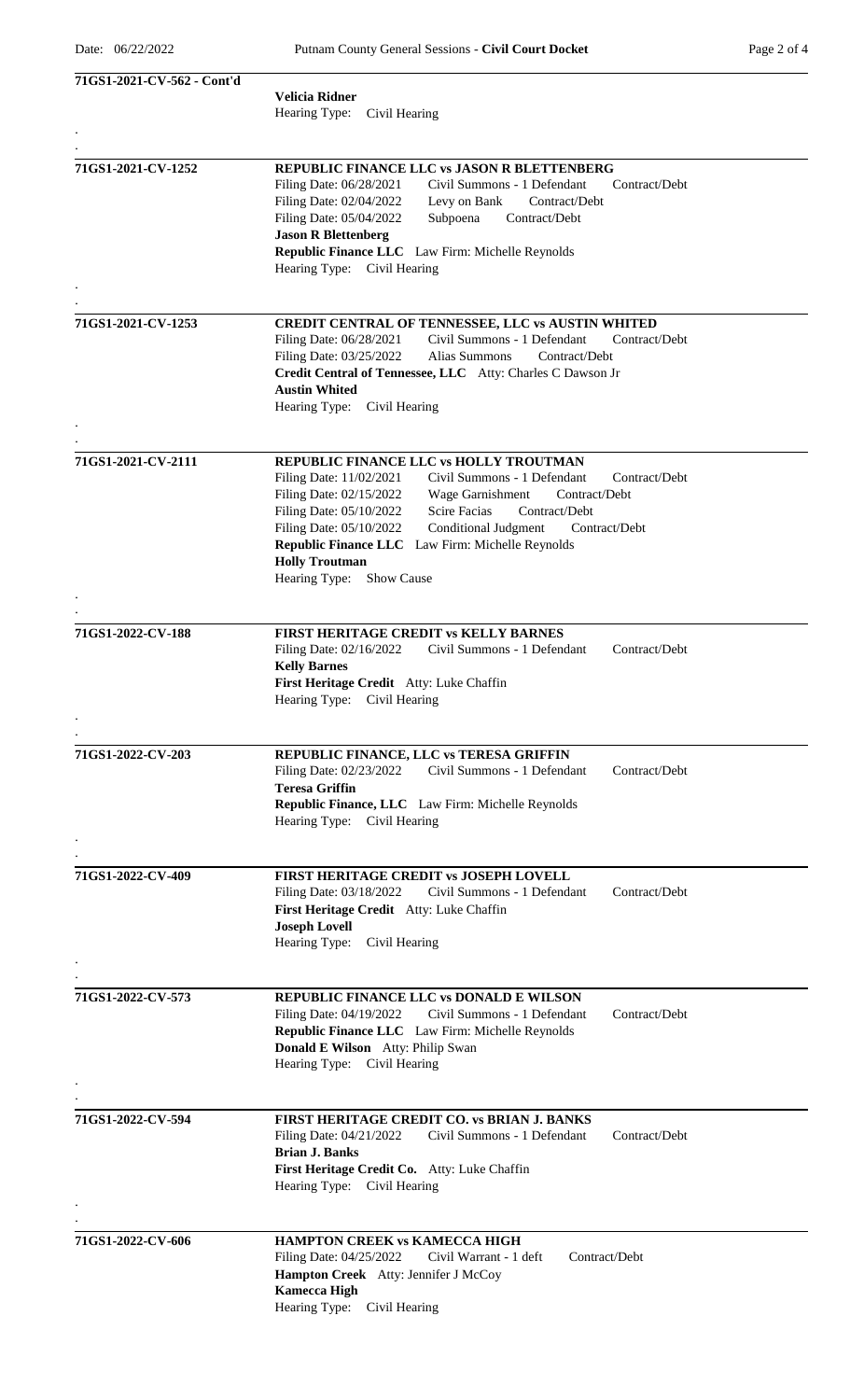**71GS1-2021-CV-562 - Cont'd**

**Velicia Ridner**
Hearing Type: Civil Hearing

---

**71GS1-2021-CV-1252**

**REPUBLIC FINANCE LLC vs JASON R BLETTENBERG**

Filing Date: 06/28/2021 Civil Summons - 1 Defendant Contract/Debt
Filing Date: 02/04/2022 Levy on Bank Contract/Debt
Filing Date: 05/04/2022 Subpoena Contract/Debt
**Jason R Blettenberg**
**Republic Finance LLC** Law Firm: Michelle Reynolds
Hearing Type: Civil Hearing

---

**71GS1-2021-CV-1253**

**CREDIT CENTRAL OF TENNESSEE, LLC vs AUSTIN WHITED**

Filing Date: 06/28/2021 Civil Summons - 1 Defendant Contract/Debt
Filing Date: 03/25/2022 Alias Summons Contract/Debt
**Credit Central of Tennessee, LLC** Atty: Charles C Dawson Jr
**Austin Whited**
Hearing Type: Civil Hearing

---

**71GS1-2021-CV-2111**

**REPUBLIC FINANCE LLC vs HOLLY TROUTMAN**

Filing Date: 11/02/2021 Civil Summons - 1 Defendant Contract/Debt
Filing Date: 02/15/2022 Wage Garnishment Contract/Debt
Filing Date: 05/10/2022 Scire Facias Contract/Debt
Filing Date: 05/10/2022 Conditional Judgment Contract/Debt
**Republic Finance LLC** Law Firm: Michelle Reynolds
**Holly Troutman**
Hearing Type: Show Cause

---

**71GS1-2022-CV-188**

**FIRST HERITAGE CREDIT vs KELLY BARNES**

Filing Date: 02/16/2022 Civil Summons - 1 Defendant Contract/Debt
**Kelly Barnes**
**First Heritage Credit** Atty: Luke Chaffin
Hearing Type: Civil Hearing

---

**71GS1-2022-CV-203**

**REPUBLIC FINANCE, LLC vs TERESA GRIFFIN**

Filing Date: 02/23/2022 Civil Summons - 1 Defendant Contract/Debt
**Teresa Griffin**
**Republic Finance, LLC** Law Firm: Michelle Reynolds
Hearing Type: Civil Hearing

---

**71GS1-2022-CV-409**

**FIRST HERITAGE CREDIT vs JOSEPH LOVELL**

Filing Date: 03/18/2022 Civil Summons - 1 Defendant Contract/Debt
**First Heritage Credit** Atty: Luke Chaffin
**Joseph Lovell**
Hearing Type: Civil Hearing

---

**71GS1-2022-CV-573**

**REPUBLIC FINANCE LLC vs DONALD E WILSON**

Filing Date: 04/19/2022 Civil Summons - 1 Defendant Contract/Debt
**Republic Finance LLC** Law Firm: Michelle Reynolds
**Donald E Wilson** Atty: Philip Swan
Hearing Type: Civil Hearing

---

**71GS1-2022-CV-594**

**FIRST HERITAGE CREDIT CO. vs BRIAN J. BANKS**

Filing Date: 04/21/2022 Civil Summons - 1 Defendant Contract/Debt
**Brian J. Banks**
**First Heritage Credit Co.** Atty: Luke Chaffin
Hearing Type: Civil Hearing

---

**71GS1-2022-CV-606**

**HAMPTON CREEK vs KAMECCA HIGH**

Filing Date: 04/25/2022 Civil Warrant - 1 deft Contract/Debt
**Hampton Creek** Atty: Jennifer J McCoy
**Kamecca High**
Hearing Type: Civil Hearing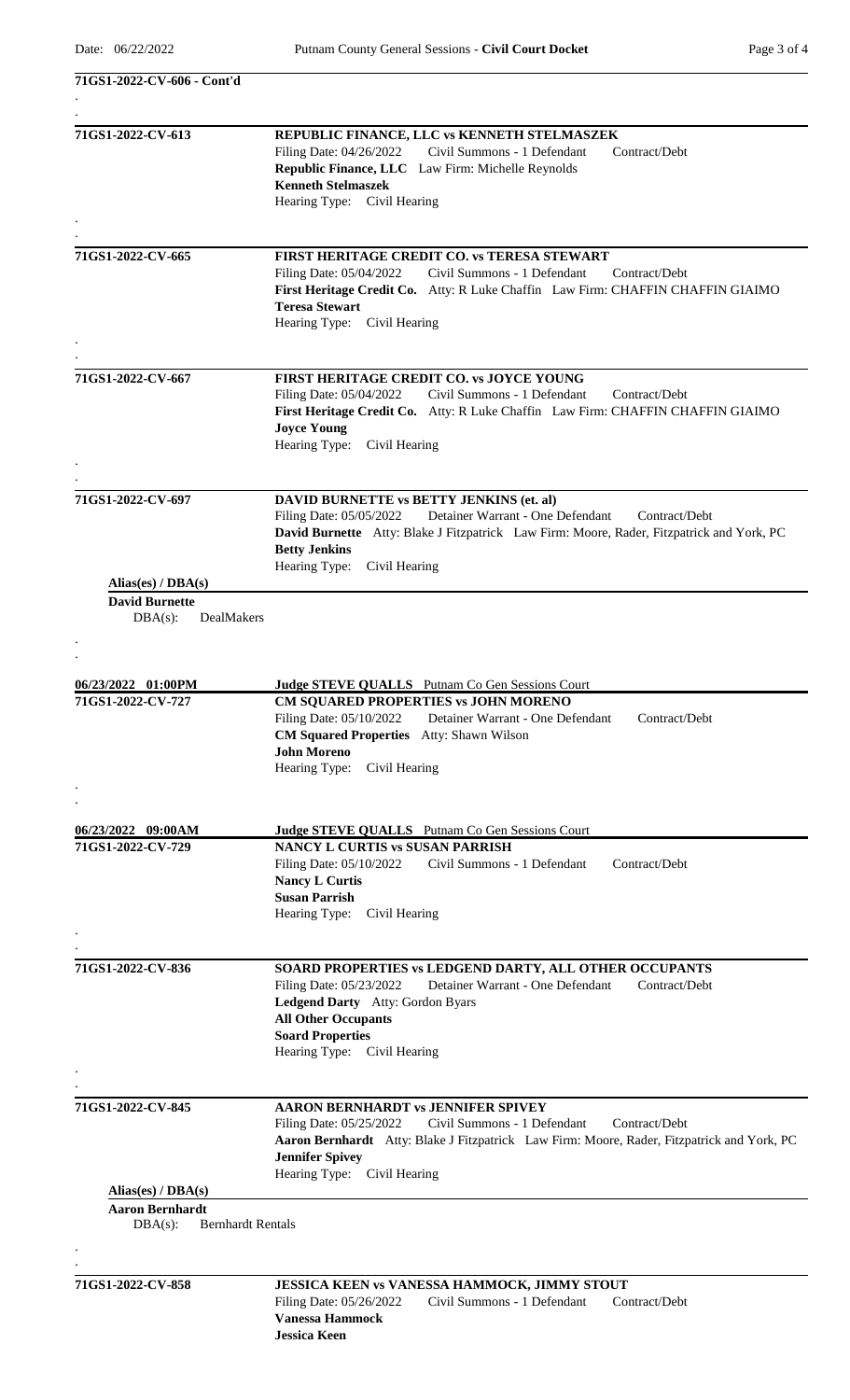**71GS1-2022-CV-606 - Cont'd**

---

**71GS1-2022-CV-613** — **REPUBLIC FINANCE, LLC vs KENNETH STELMASZEK**

Filing Date: 04/26/2022 Civil Summons - 1 Defendant Contract/Debt

**Republic Finance, LLC** Law Firm: Michelle Reynolds

**Kenneth Stelmaszek**

Hearing Type: Civil Hearing

---

**71GS1-2022-CV-665** — **FIRST HERITAGE CREDIT CO. vs TERESA STEWART**

Filing Date: 05/04/2022 Civil Summons - 1 Defendant Contract/Debt

**First Heritage Credit Co.** Atty: R Luke Chaffin Law Firm: CHAFFIN CHAFFIN GIAIMO

**Teresa Stewart**

Hearing Type: Civil Hearing

---

**71GS1-2022-CV-667** — **FIRST HERITAGE CREDIT CO. vs JOYCE YOUNG**

Filing Date: 05/04/2022 Civil Summons - 1 Defendant Contract/Debt

**First Heritage Credit Co.** Atty: R Luke Chaffin Law Firm: CHAFFIN CHAFFIN GIAIMO

**Joyce Young**

Hearing Type: Civil Hearing

---

**71GS1-2022-CV-697** — **DAVID BURNETTE vs BETTY JENKINS (et. al)**

Filing Date: 05/05/2022 Detainer Warrant - One Defendant Contract/Debt

**David Burnette** Atty: Blake J Fitzpatrick Law Firm: Moore, Rader, Fitzpatrick and York, PC

**Betty Jenkins**

Hearing Type: Civil Hearing

**Alias(es) / DBA(s)**

**David Burnette**
DBA(s): DealMakers

---

**06/23/2022 01:00PM** — **Judge STEVE QUALLS** Putnam Co Gen Sessions Court

**71GS1-2022-CV-727** — **CM SQUARED PROPERTIES vs JOHN MORENO**

Filing Date: 05/10/2022 Detainer Warrant - One Defendant Contract/Debt

**CM Squared Properties** Atty: Shawn Wilson

**John Moreno**

Hearing Type: Civil Hearing

---

**06/23/2022 09:00AM** — **Judge STEVE QUALLS** Putnam Co Gen Sessions Court

**71GS1-2022-CV-729** — **NANCY L CURTIS vs SUSAN PARRISH**

Filing Date: 05/10/2022 Civil Summons - 1 Defendant Contract/Debt

**Nancy L Curtis**

**Susan Parrish**

Hearing Type: Civil Hearing

---

**71GS1-2022-CV-836** — **SOARD PROPERTIES vs LEDGEND DARTY, ALL OTHER OCCUPANTS**

Filing Date: 05/23/2022 Detainer Warrant - One Defendant Contract/Debt

**Ledgend Darty** Atty: Gordon Byars

**All Other Occupants**

**Soard Properties**

Hearing Type: Civil Hearing

---

**71GS1-2022-CV-845** — **AARON BERNHARDT vs JENNIFER SPIVEY**

Filing Date: 05/25/2022 Civil Summons - 1 Defendant Contract/Debt

**Aaron Bernhardt** Atty: Blake J Fitzpatrick Law Firm: Moore, Rader, Fitzpatrick and York, PC

**Jennifer Spivey**

Hearing Type: Civil Hearing

**Alias(es) / DBA(s)**

**Aaron Bernhardt**
DBA(s): Bernhardt Rentals

---

**71GS1-2022-CV-858** — **JESSICA KEEN vs VANESSA HAMMOCK, JIMMY STOUT**

Filing Date: 05/26/2022 Civil Summons - 1 Defendant Contract/Debt

**Vanessa Hammock**

**Jessica Keen**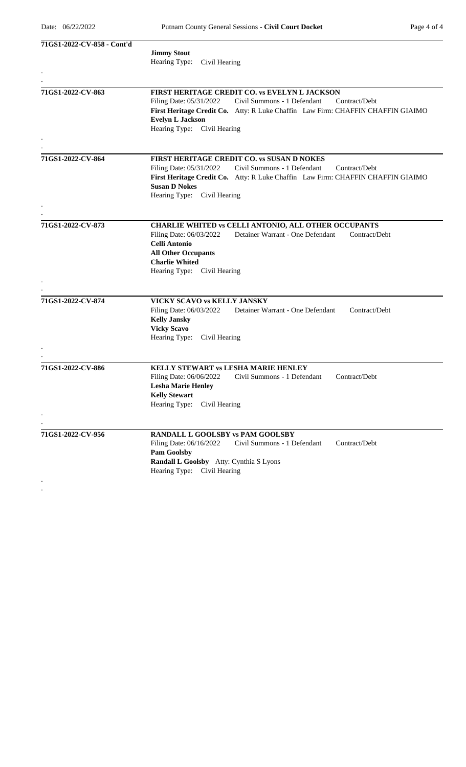**71GS1-2022-CV-858 - Cont'd**

**Jimmy Stout**
Hearing Type: Civil Hearing

---

**71GS1-2022-CV-863**

**FIRST HERITAGE CREDIT CO. vs EVELYN L JACKSON**
Filing Date: 05/31/2022 Civil Summons - 1 Defendant Contract/Debt
**First Heritage Credit Co.** Atty: R Luke Chaffin Law Firm: CHAFFIN CHAFFIN GIAIMO
**Evelyn L Jackson**
Hearing Type: Civil Hearing

---

**71GS1-2022-CV-864**

**FIRST HERITAGE CREDIT CO. vs SUSAN D NOKES**
Filing Date: 05/31/2022 Civil Summons - 1 Defendant Contract/Debt
**First Heritage Credit Co.** Atty: R Luke Chaffin Law Firm: CHAFFIN CHAFFIN GIAIMO
**Susan D Nokes**
Hearing Type: Civil Hearing

---

**71GS1-2022-CV-873**

**CHARLIE WHITED vs CELLI ANTONIO, ALL OTHER OCCUPANTS**
Filing Date: 06/03/2022 Detainer Warrant - One Defendant Contract/Debt
**Celli Antonio**
**All Other Occupants**
**Charlie Whited**
Hearing Type: Civil Hearing

---

**71GS1-2022-CV-874**

**VICKY SCAVO vs KELLY JANSKY**
Filing Date: 06/03/2022 Detainer Warrant - One Defendant Contract/Debt
**Kelly Jansky**
**Vicky Scavo**
Hearing Type: Civil Hearing

---

**71GS1-2022-CV-886**

**KELLY STEWART vs LESHA MARIE HENLEY**
Filing Date: 06/06/2022 Civil Summons - 1 Defendant Contract/Debt
**Lesha Marie Henley**
**Kelly Stewart**
Hearing Type: Civil Hearing

---

**71GS1-2022-CV-956**

**RANDALL L GOOLSBY vs PAM GOOLSBY**
Filing Date: 06/16/2022 Civil Summons - 1 Defendant Contract/Debt
**Pam Goolsby**
**Randall L Goolsby** Atty: Cynthia S Lyons
Hearing Type: Civil Hearing